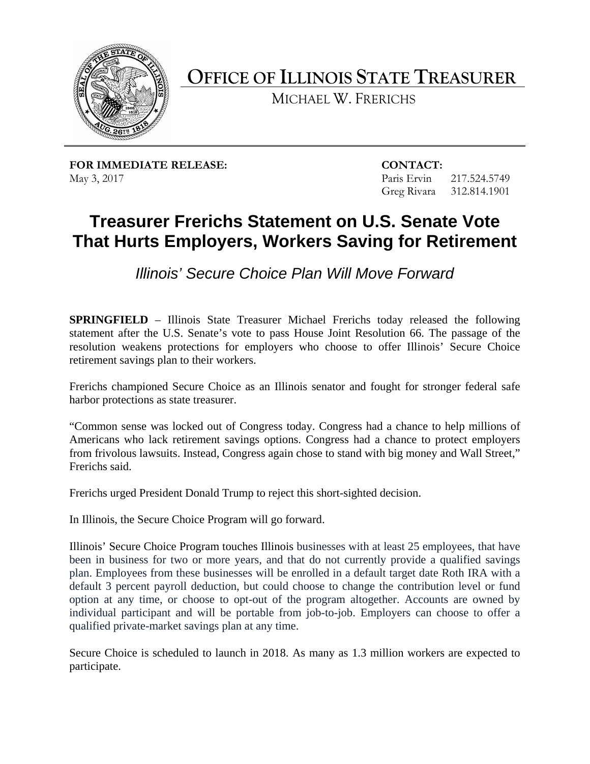# OFFICE OF ILLINOIS STATE TREASURER

MICHAEL W. FRERICHS

**FOR IMMEDIATE RELEASE:**
May 3, 2017

**CONTACT:**
Paris Ervin 217.524.5749
Greg Rivara 312.814.1901

## Treasurer Frerichs Statement on U.S. Senate Vote That Hurts Employers, Workers Saving for Retirement

*Illinois' Secure Choice Plan Will Move Forward*

**SPRINGFIELD** – Illinois State Treasurer Michael Frerichs today released the following statement after the U.S. Senate's vote to pass House Joint Resolution 66. The passage of the resolution weakens protections for employers who choose to offer Illinois' Secure Choice retirement savings plan to their workers.

Frerichs championed Secure Choice as an Illinois senator and fought for stronger federal safe harbor protections as state treasurer.

"Common sense was locked out of Congress today. Congress had a chance to help millions of Americans who lack retirement savings options. Congress had a chance to protect employers from frivolous lawsuits. Instead, Congress again chose to stand with big money and Wall Street," Frerichs said.

Frerichs urged President Donald Trump to reject this short-sighted decision.

In Illinois, the Secure Choice Program will go forward.

Illinois' Secure Choice Program touches Illinois businesses with at least 25 employees, that have been in business for two or more years, and that do not currently provide a qualified savings plan. Employees from these businesses will be enrolled in a default target date Roth IRA with a default 3 percent payroll deduction, but could choose to change the contribution level or fund option at any time, or choose to opt-out of the program altogether. Accounts are owned by individual participant and will be portable from job-to-job. Employers can choose to offer a qualified private-market savings plan at any time.

Secure Choice is scheduled to launch in 2018. As many as 1.3 million workers are expected to participate.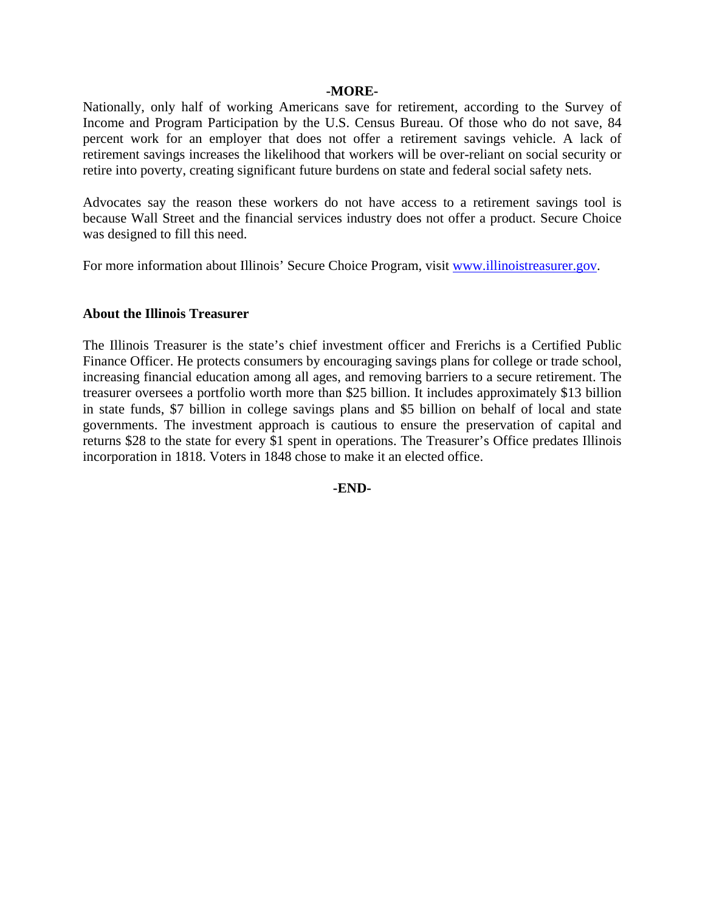**-MORE-**

Nationally, only half of working Americans save for retirement, according to the Survey of Income and Program Participation by the U.S. Census Bureau. Of those who do not save, 84 percent work for an employer that does not offer a retirement savings vehicle. A lack of retirement savings increases the likelihood that workers will be over-reliant on social security or retire into poverty, creating significant future burdens on state and federal social safety nets.

Advocates say the reason these workers do not have access to a retirement savings tool is because Wall Street and the financial services industry does not offer a product. Secure Choice was designed to fill this need.

For more information about Illinois' Secure Choice Program, visit [www.illinoistreasurer.gov](http://www.illinoistreasurer.gov).

**About the Illinois Treasurer**

The Illinois Treasurer is the state's chief investment officer and Frerichs is a Certified Public Finance Officer. He protects consumers by encouraging savings plans for college or trade school, increasing financial education among all ages, and removing barriers to a secure retirement. The treasurer oversees a portfolio worth more than $25 billion. It includes approximately $13 billion in state funds, $7 billion in college savings plans and $5 billion on behalf of local and state governments. The investment approach is cautious to ensure the preservation of capital and returns $28 to the state for every $1 spent in operations. The Treasurer's Office predates Illinois incorporation in 1818. Voters in 1848 chose to make it an elected office.

**-END-**